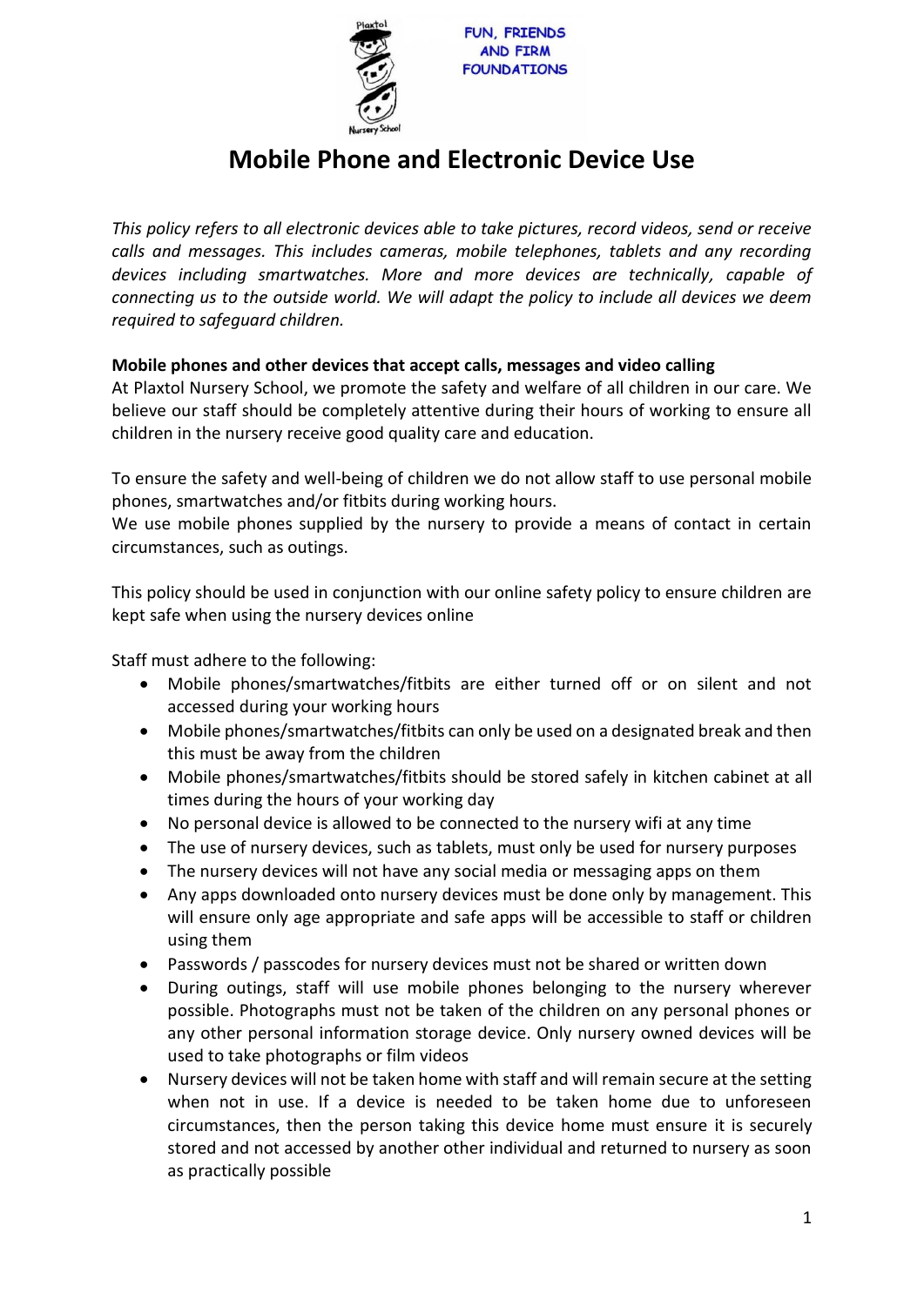FUN, FRIENDS AND FIRM FOUNDATIONS

# Mobile Phone and Electronic Device Use

*This policy refers to all electronic devices able to take pictures, record videos, send or receive calls and messages. This includes cameras, mobile telephones, tablets and any recording devices including smartwatches. More and more devices are technically, capable of connecting us to the outside world. We will adapt the policy to include all devices we deem required to safeguard children.*

**Mobile phones and other devices that accept calls, messages and video calling**

At Plaxtol Nursery School, we promote the safety and welfare of all children in our care. We believe our staff should be completely attentive during their hours of working to ensure all children in the nursery receive good quality care and education.

To ensure the safety and well-being of children we do not allow staff to use personal mobile phones, smartwatches and/or fitbits during working hours.

We use mobile phones supplied by the nursery to provide a means of contact in certain circumstances, such as outings.

This policy should be used in conjunction with our online safety policy to ensure children are kept safe when using the nursery devices online

Staff must adhere to the following:

- Mobile phones/smartwatches/fitbits are either turned off or on silent and not accessed during your working hours
- Mobile phones/smartwatches/fitbits can only be used on a designated break and then this must be away from the children
- Mobile phones/smartwatches/fitbits should be stored safely in kitchen cabinet at all times during the hours of your working day
- No personal device is allowed to be connected to the nursery wifi at any time
- The use of nursery devices, such as tablets, must only be used for nursery purposes
- The nursery devices will not have any social media or messaging apps on them
- Any apps downloaded onto nursery devices must be done only by management. This will ensure only age appropriate and safe apps will be accessible to staff or children using them
- Passwords / passcodes for nursery devices must not be shared or written down
- During outings, staff will use mobile phones belonging to the nursery wherever possible. Photographs must not be taken of the children on any personal phones or any other personal information storage device. Only nursery owned devices will be used to take photographs or film videos
- Nursery devices will not be taken home with staff and will remain secure at the setting when not in use. If a device is needed to be taken home due to unforeseen circumstances, then the person taking this device home must ensure it is securely stored and not accessed by another other individual and returned to nursery as soon as practically possible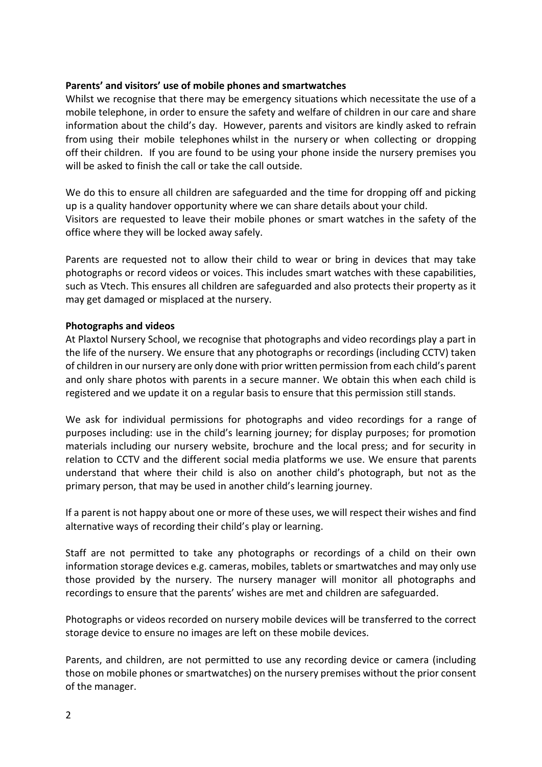**Parents' and visitors' use of mobile phones and smartwatches**

Whilst we recognise that there may be emergency situations which necessitate the use of a mobile telephone, in order to ensure the safety and welfare of children in our care and share information about the child's day. However, parents and visitors are kindly asked to refrain from using their mobile telephones whilst in the nursery or when collecting or dropping off their children. If you are found to be using your phone inside the nursery premises you will be asked to finish the call or take the call outside.

We do this to ensure all children are safeguarded and the time for dropping off and picking up is a quality handover opportunity where we can share details about your child.
Visitors are requested to leave their mobile phones or smart watches in the safety of the office where they will be locked away safely.

Parents are requested not to allow their child to wear or bring in devices that may take photographs or record videos or voices. This includes smart watches with these capabilities, such as Vtech. This ensures all children are safeguarded and also protects their property as it may get damaged or misplaced at the nursery.

**Photographs and videos**

At Plaxtol Nursery School, we recognise that photographs and video recordings play a part in the life of the nursery. We ensure that any photographs or recordings (including CCTV) taken of children in our nursery are only done with prior written permission from each child's parent and only share photos with parents in a secure manner. We obtain this when each child is registered and we update it on a regular basis to ensure that this permission still stands.

We ask for individual permissions for photographs and video recordings for a range of purposes including: use in the child's learning journey; for display purposes; for promotion materials including our nursery website, brochure and the local press; and for security in relation to CCTV and the different social media platforms we use. We ensure that parents understand that where their child is also on another child's photograph, but not as the primary person, that may be used in another child's learning journey.

If a parent is not happy about one or more of these uses, we will respect their wishes and find alternative ways of recording their child's play or learning.

Staff are not permitted to take any photographs or recordings of a child on their own information storage devices e.g. cameras, mobiles, tablets or smartwatches and may only use those provided by the nursery. The nursery manager will monitor all photographs and recordings to ensure that the parents' wishes are met and children are safeguarded.

Photographs or videos recorded on nursery mobile devices will be transferred to the correct storage device to ensure no images are left on these mobile devices.

Parents, and children, are not permitted to use any recording device or camera (including those on mobile phones or smartwatches) on the nursery premises without the prior consent of the manager.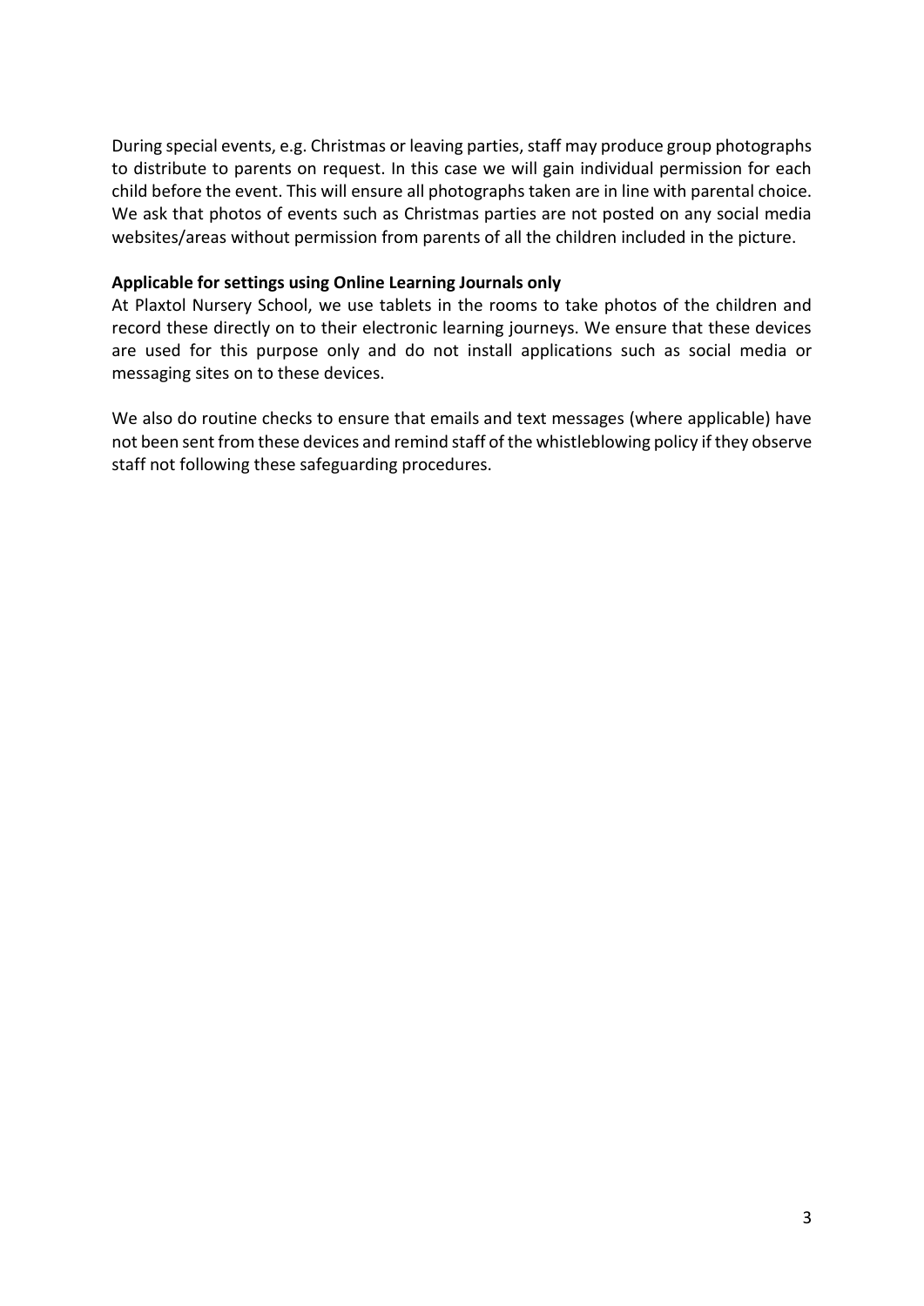During special events, e.g. Christmas or leaving parties, staff may produce group photographs to distribute to parents on request. In this case we will gain individual permission for each child before the event. This will ensure all photographs taken are in line with parental choice. We ask that photos of events such as Christmas parties are not posted on any social media websites/areas without permission from parents of all the children included in the picture.

**Applicable for settings using Online Learning Journals only**

At Plaxtol Nursery School, we use tablets in the rooms to take photos of the children and record these directly on to their electronic learning journeys. We ensure that these devices are used for this purpose only and do not install applications such as social media or messaging sites on to these devices.

We also do routine checks to ensure that emails and text messages (where applicable) have not been sent from these devices and remind staff of the whistleblowing policy if they observe staff not following these safeguarding procedures.